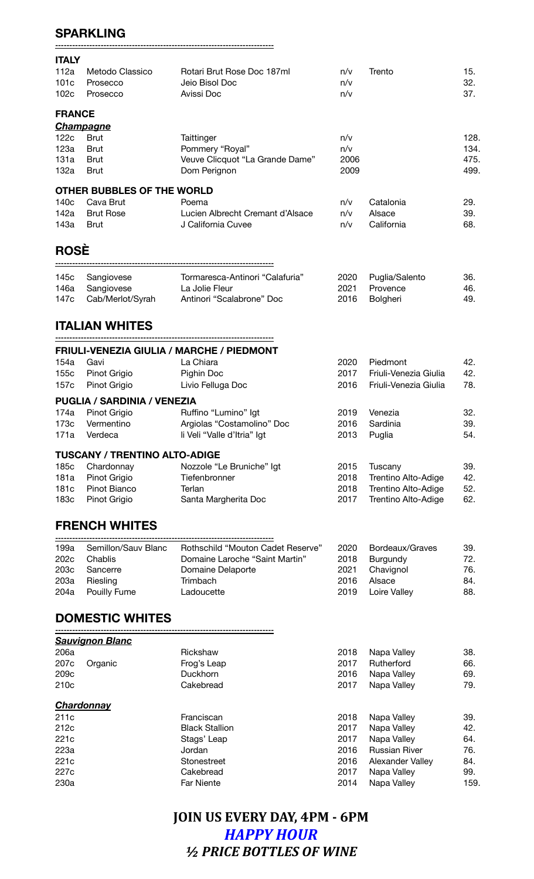## SPARKLING

### ITALY

| | | | | | |
|---|---|---|---|---|---|
| 112a | Metodo Classico | Rotari Brut Rose Doc 187ml | n/v | Trento | 15. |
| 101c | Prosecco | Jeio Bisol Doc | n/v | | 32. |
| 102c | Prosecco | Avissi Doc | n/v | | 37. |

### FRANCE

***Champagne***

| | | | | | |
|---|---|---|---|---|---|
| 122c | Brut | Taittinger | n/v | | 128. |
| 123a | Brut | Pommery "Royal" | n/v | | 134. |
| 131a | Brut | Veuve Clicquot "La Grande Dame" | 2006 | | 475. |
| 132a | Brut | Dom Perignon | 2009 | | 499. |

### OTHER BUBBLES OF THE WORLD

| | | | | | |
|---|---|---|---|---|---|
| 140c | Cava Brut | Poema | n/v | Catalonia | 29. |
| 142a | Brut Rose | Lucien Albrecht Cremant d'Alsace | n/v | Alsace | 39. |
| 143a | Brut | J California Cuvee | n/v | California | 68. |

## ROSÈ

| | | | | | |
|---|---|---|---|---|---|
| 145c | Sangiovese | Tormaresca-Antinori "Calafuria" | 2020 | Puglia/Salento | 36. |
| 146a | Sangiovese | La Jolie Fleur | 2021 | Provence | 46. |
| 147c | Cab/Merlot/Syrah | Antinori "Scalabrone" Doc | 2016 | Bolgheri | 49. |

## ITALIAN WHITES

### FRIULI-VENEZIA GIULIA / MARCHE / PIEDMONT

| | | | | | |
|---|---|---|---|---|---|
| 154a | Gavi | La Chiara | 2020 | Piedmont | 42. |
| 155c | Pinot Grigio | Pighin Doc | 2017 | Friuli-Venezia Giulia | 42. |
| 157c | Pinot Grigio | Livio Felluga Doc | 2016 | Friuli-Venezia Giulia | 78. |

### PUGLIA / SARDINIA / VENEZIA

| | | | | | |
|---|---|---|---|---|---|
| 174a | Pinot Grigio | Ruffino "Lumino" Igt | 2019 | Venezia | 32. |
| 173c | Vermentino | Argiolas "Costamolino" Doc | 2016 | Sardinia | 39. |
| 171a | Verdeca | Ii Veli "Valle d'Itria" Igt | 2013 | Puglia | 54. |

### TUSCANY / TRENTINO ALTO-ADIGE

| | | | | | |
|---|---|---|---|---|---|
| 185c | Chardonnay | Nozzole "Le Bruniche" Igt | 2015 | Tuscany | 39. |
| 181a | Pinot Grigio | Tiefenbronner | 2018 | Trentino Alto-Adige | 42. |
| 181c | Pinot Bianco | Terlan | 2018 | Trentino Alto-Adige | 52. |
| 183c | Pinot Grigio | Santa Margherita Doc | 2017 | Trentino Alto-Adige | 62. |

## FRENCH WHITES

| | | | | | |
|---|---|---|---|---|---|
| 199a | Semillon/Sauv Blanc | Rothschild "Mouton Cadet Reserve" | 2020 | Bordeaux/Graves | 39. |
| 202c | Chablis | Domaine Laroche "Saint Martin" | 2018 | Burgundy | 72. |
| 203c | Sancerre | Domaine Delaporte | 2021 | Chavignol | 76. |
| 203a | Riesling | Trimbach | 2016 | Alsace | 84. |
| 204a | Pouilly Fume | Ladoucette | 2019 | Loire Valley | 88. |

## DOMESTIC WHITES

***Sauvignon Blanc***

| | | | | | |
|---|---|---|---|---|---|
| 206a | | Rickshaw | 2018 | Napa Valley | 38. |
| 207c | Organic | Frog's Leap | 2017 | Rutherford | 66. |
| 209c | | Duckhorn | 2016 | Napa Valley | 69. |
| 210c | | Cakebread | 2017 | Napa Valley | 79. |

***Chardonnay***

| | | | | | |
|---|---|---|---|---|---|
| 211c | | Franciscan | 2018 | Napa Valley | 39. |
| 212c | | Black Stallion | 2017 | Napa Valley | 42. |
| 221c | | Stags' Leap | 2017 | Napa Valley | 64. |
| 223a | | Jordan | 2016 | Russian River | 76. |
| 221c | | Stonestreet | 2016 | Alexander Valley | 84. |
| 227c | | Cakebread | 2017 | Napa Valley | 99. |
| 230a | | Far Niente | 2014 | Napa Valley | 159. |

**JOIN US EVERY DAY, 4PM - 6PM**

***HAPPY HOUR***

***½ PRICE BOTTLES OF WINE***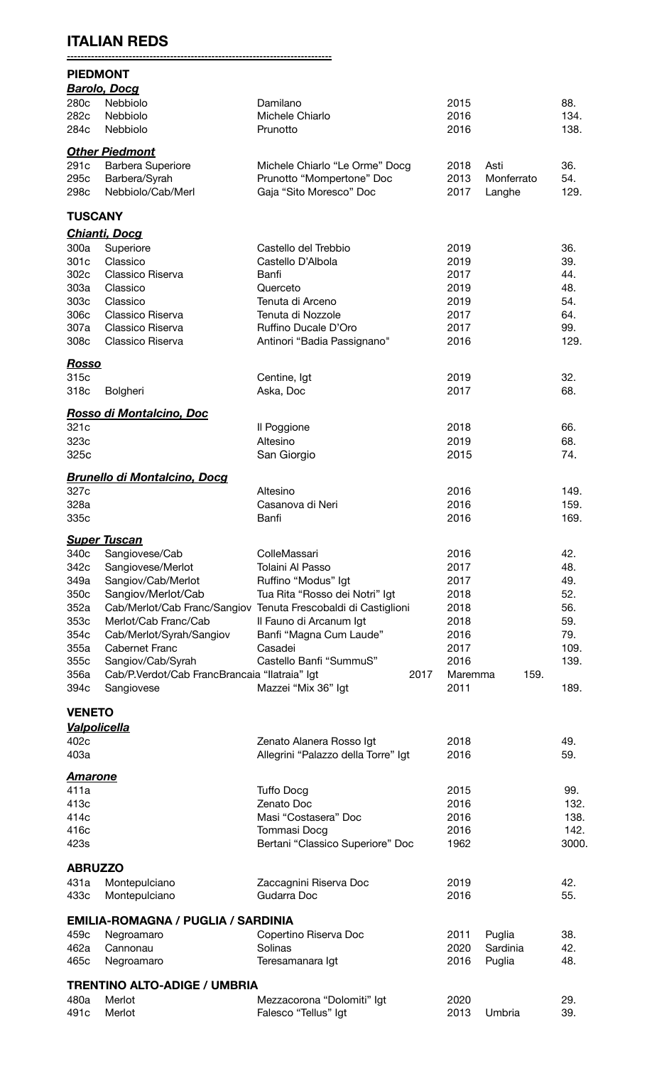# ITALIAN REDS

## PIEDMONT

### *Barolo, Docg*

| | | | | | |
|---|---|---|---|---|---|
| 280c | Nebbiolo | Damilano | 2015 | | 88. |
| 282c | Nebbiolo | Michele Chiarlo | 2016 | | 134. |
| 284c | Nebbiolo | Prunotto | 2016 | | 138. |

### *Other Piedmont*

| | | | | | |
|---|---|---|---|---|---|
| 291c | Barbera Superiore | Michele Chiarlo "Le Orme" Docg | 2018 | Asti | 36. |
| 295c | Barbera/Syrah | Prunotto "Mompertone" Doc | 2013 | Monferrato | 54. |
| 298c | Nebbiolo/Cab/Merl | Gaja "Sito Moresco" Doc | 2017 | Langhe | 129. |

## TUSCANY

### *Chianti, Docg*

| | | | | |
|---|---|---|---|---|
| 300a | Superiore | Castello del Trebbio | 2019 | 36. |
| 301c | Classico | Castello D'Albola | 2019 | 39. |
| 302c | Classico Riserva | Banfi | 2017 | 44. |
| 303a | Classico | Querceto | 2019 | 48. |
| 303c | Classico | Tenuta di Arceno | 2019 | 54. |
| 306c | Classico Riserva | Tenuta di Nozzole | 2017 | 64. |
| 307a | Classico Riserva | Ruffino Ducale D'Oro | 2017 | 99. |
| 308c | Classico Riserva | Antinori "Badia Passignano" | 2016 | 129. |

### *Rosso*

| | | | | |
|---|---|---|---|---|
| 315c | | Centine, Igt | 2019 | 32. |
| 318c | Bolgheri | Aska, Doc | 2017 | 68. |

### *Rosso di Montalcino, Doc*

| | | | |
|---|---|---|---|
| 321c | Il Poggione | 2018 | 66. |
| 323c | Altesino | 2019 | 68. |
| 325c | San Giorgio | 2015 | 74. |

### *Brunello di Montalcino, Docg*

| | | | |
|---|---|---|---|
| 327c | Altesino | 2016 | 149. |
| 328a | Casanova di Neri | 2016 | 159. |
| 335c | Banfi | 2016 | 169. |

### *Super Tuscan*

| | | | | | |
|---|---|---|---|---|---|
| 340c | Sangiovese/Cab | ColleMassari | 2016 | | 42. |
| 342c | Sangiovese/Merlot | Tolaini Al Passo | 2017 | | 48. |
| 349a | Sangiov/Cab/Merlot | Ruffino "Modus" Igt | 2017 | | 49. |
| 350c | Sangiov/Merlot/Cab | Tua Rita "Rosso dei Notri" Igt | 2018 | | 52. |
| 352a | Cab/Merlot/Cab Franc/Sangiov | Tenuta Frescobaldi di Castiglioni | 2018 | | 56. |
| 353c | Merlot/Cab Franc/Cab | Il Fauno di Arcanum Igt | 2018 | | 59. |
| 354c | Cab/Merlot/Syrah/Sangiov | Banfi "Magna Cum Laude" | 2016 | | 79. |
| 355a | Cabernet Franc | Casadei | 2017 | | 109. |
| 355c | Sangiov/Cab/Syrah | Castello Banfi "SummuS" | 2016 | | 139. |
| 356a | Cab/P.Verdot/Cab Franc | Brancaia "Ilatraia" Igt | 2017 | Maremma | 159. |
| 394c | Sangiovese | Mazzei "Mix 36" Igt | 2011 | | 189. |

## VENETO

### *Valpolicella*

| | | | |
|---|---|---|---|
| 402c | Zenato Alanera Rosso Igt | 2018 | 49. |
| 403a | Allegrini "Palazzo della Torre" Igt | 2016 | 59. |

### *Amarone*

| | | | |
|---|---|---|---|
| 411a | Tuffo Docg | 2015 | 99. |
| 413c | Zenato Doc | 2016 | 132. |
| 414c | Masi "Costasera" Doc | 2016 | 138. |
| 416c | Tommasi Docg | 2016 | 142. |
| 423s | Bertani "Classico Superiore" Doc | 1962 | 3000. |

## ABRUZZO

| | | | | |
|---|---|---|---|---|
| 431a | Montepulciano | Zaccagnini Riserva Doc | 2019 | 42. |
| 433c | Montepulciano | Gudarra Doc | 2016 | 55. |

## EMILIA-ROMAGNA / PUGLIA / SARDINIA

| | | | | | |
|---|---|---|---|---|---|
| 459c | Negroamaro | Copertino Riserva Doc | 2011 | Puglia | 38. |
| 462a | Cannonau | Solinas | 2020 | Sardinia | 42. |
| 465c | Negroamaro | Teresamanara Igt | 2016 | Puglia | 48. |

## TRENTINO ALTO-ADIGE / UMBRIA

| | | | | | |
|---|---|---|---|---|---|
| 480a | Merlot | Mezzacorona "Dolomiti" Igt | 2020 | | 29. |
| 491c | Merlot | Falesco "Tellus" Igt | 2013 | Umbria | 39. |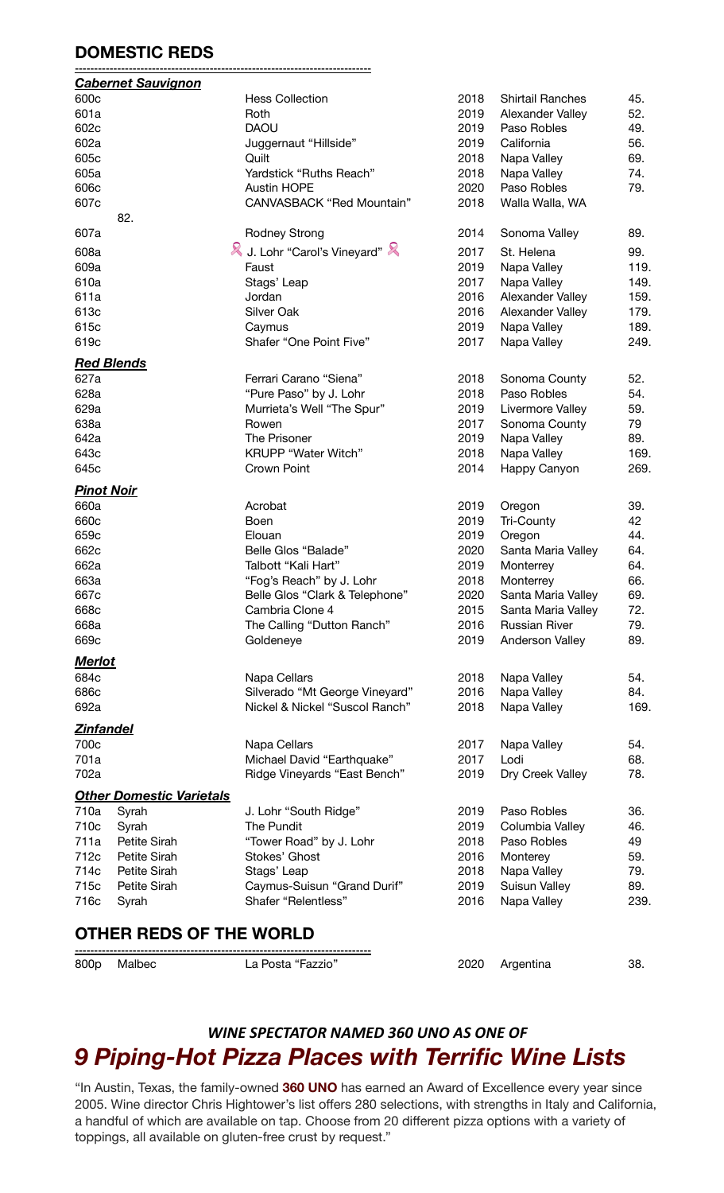## DOMESTIC REDS

### *Cabernet Sauvignon*

| | | | | |
|---|---|---|---|---|
| 600c | Hess Collection | 2018 | Shirtail Ranches | 45. |
| 601a | Roth | 2019 | Alexander Valley | 52. |
| 602c | DAOU | 2019 | Paso Robles | 49. |
| 602a | Juggernaut "Hillside" | 2019 | California | 56. |
| 605c | Quilt | 2018 | Napa Valley | 69. |
| 605a | Yardstick "Ruths Reach" | 2018 | Napa Valley | 74. |
| 606c | Austin HOPE | 2020 | Paso Robles | 79. |
| 607c | CANVASBACK "Red Mountain" | 2018 | Walla Walla, WA | 82. |
| 607a | Rodney Strong | 2014 | Sonoma Valley | 89. |
| 608a | J. Lohr "Carol's Vineyard" | 2017 | St. Helena | 99. |
| 609a | Faust | 2019 | Napa Valley | 119. |
| 610a | Stags' Leap | 2017 | Napa Valley | 149. |
| 611a | Jordan | 2016 | Alexander Valley | 159. |
| 613c | Silver Oak | 2016 | Alexander Valley | 179. |
| 615c | Caymus | 2019 | Napa Valley | 189. |
| 619c | Shafer "One Point Five" | 2017 | Napa Valley | 249. |

### *Red Blends*

| | | | | |
|---|---|---|---|---|
| 627a | Ferrari Carano "Siena" | 2018 | Sonoma County | 52. |
| 628a | "Pure Paso" by J. Lohr | 2018 | Paso Robles | 54. |
| 629a | Murrieta's Well "The Spur" | 2019 | Livermore Valley | 59. |
| 638a | Rowen | 2017 | Sonoma County | 79 |
| 642a | The Prisoner | 2019 | Napa Valley | 89. |
| 643c | KRUPP "Water Witch" | 2018 | Napa Valley | 169. |
| 645c | Crown Point | 2014 | Happy Canyon | 269. |

### *Pinot Noir*

| | | | | |
|---|---|---|---|---|
| 660a | Acrobat | 2019 | Oregon | 39. |
| 660c | Boen | 2019 | Tri-County | 42 |
| 659c | Elouan | 2019 | Oregon | 44. |
| 662c | Belle Glos "Balade" | 2020 | Santa Maria Valley | 64. |
| 662a | Talbott "Kali Hart" | 2019 | Monterrey | 64. |
| 663a | "Fog's Reach" by J. Lohr | 2018 | Monterrey | 66. |
| 667c | Belle Glos "Clark & Telephone" | 2020 | Santa Maria Valley | 69. |
| 668c | Cambria Clone 4 | 2015 | Santa Maria Valley | 72. |
| 668a | The Calling "Dutton Ranch" | 2016 | Russian River | 79. |
| 669c | Goldeneye | 2019 | Anderson Valley | 89. |

### *Merlot*

| | | | | |
|---|---|---|---|---|
| 684c | Napa Cellars | 2018 | Napa Valley | 54. |
| 686c | Silverado "Mt George Vineyard" | 2016 | Napa Valley | 84. |
| 692a | Nickel & Nickel "Suscol Ranch" | 2018 | Napa Valley | 169. |

### *Zinfandel*

| | | | | |
|---|---|---|---|---|
| 700c | Napa Cellars | 2017 | Napa Valley | 54. |
| 701a | Michael David "Earthquake" | 2017 | Lodi | 68. |
| 702a | Ridge Vineyards "East Bench" | 2019 | Dry Creek Valley | 78. |

### *Other Domestic Varietals*

| | | | | | |
|---|---|---|---|---|---|
| 710a | Syrah | J. Lohr "South Ridge" | 2019 | Paso Robles | 36. |
| 710c | Syrah | The Pundit | 2019 | Columbia Valley | 46. |
| 711a | Petite Sirah | "Tower Road" by J. Lohr | 2018 | Paso Robles | 49 |
| 712c | Petite Sirah | Stokes' Ghost | 2016 | Monterey | 59. |
| 714c | Petite Sirah | Stags' Leap | 2018 | Napa Valley | 79. |
| 715c | Petite Sirah | Caymus-Suisun "Grand Durif" | 2019 | Suisun Valley | 89. |
| 716c | Syrah | Shafer "Relentless" | 2016 | Napa Valley | 239. |

## OTHER REDS OF THE WORLD

| | | | | | |
|---|---|---|---|---|---|
| 800p | Malbec | La Posta "Fazzio" | 2020 | Argentina | 38. |

***WINE SPECTATOR NAMED 360 UNO AS ONE OF***

# *9 Piping-Hot Pizza Places with Terrific Wine Lists*

"In Austin, Texas, the family-owned **360 UNO** has earned an Award of Excellence every year since 2005. Wine director Chris Hightower's list offers 280 selections, with strengths in Italy and California, a handful of which are available on tap. Choose from 20 different pizza options with a variety of toppings, all available on gluten-free crust by request."